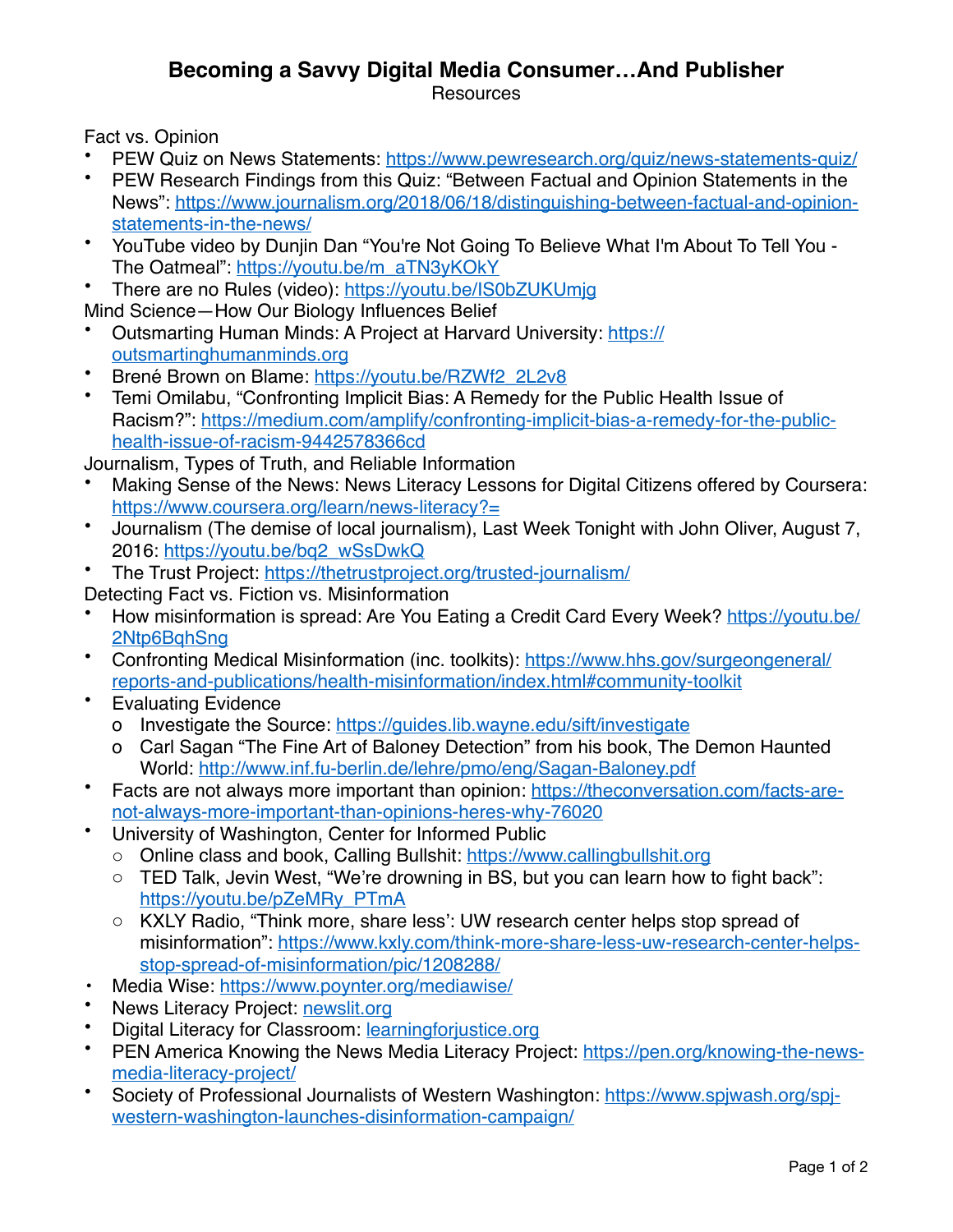# Becoming a Savvy Digital Media Consumer…And Publisher

Resources

Fact vs. Opinion

- PEW Quiz on News Statements: https://www.pewresearch.org/quiz/news-statements-quiz/
- PEW Research Findings from this Quiz: "Between Factual and Opinion Statements in the News": https://www.journalism.org/2018/06/18/distinguishing-between-factual-and-opinion-statements-in-the-news/
- YouTube video by Dunjin Dan "You're Not Going To Believe What I'm About To Tell You - The Oatmeal": https://youtu.be/m_aTN3yKOkY
- There are no Rules (video): https://youtu.be/IS0bZUKUmjg

Mind Science—How Our Biology Influences Belief

- Outsmarting Human Minds: A Project at Harvard University: https://outsmartinghumanminds.org
- Brené Brown on Blame: https://youtu.be/RZWf2_2L2v8
- Temi Omilabu, "Confronting Implicit Bias: A Remedy for the Public Health Issue of Racism?": https://medium.com/amplify/confronting-implicit-bias-a-remedy-for-the-public-health-issue-of-racism-9442578366cd

Journalism, Types of Truth, and Reliable Information

- Making Sense of the News: News Literacy Lessons for Digital Citizens offered by Coursera: https://www.coursera.org/learn/news-literacy?=
- Journalism (The demise of local journalism), Last Week Tonight with John Oliver, August 7, 2016: https://youtu.be/bq2_wSsDwkQ
- The Trust Project: https://thetrustproject.org/trusted-journalism/

Detecting Fact vs. Fiction vs. Misinformation

- How misinformation is spread: Are You Eating a Credit Card Every Week? https://youtu.be/2Ntp6BqhSng
- Confronting Medical Misinformation (inc. toolkits): https://www.hhs.gov/surgeongeneral/reports-and-publications/health-misinformation/index.html#community-toolkit
- Evaluating Evidence
  - Investigate the Source: https://guides.lib.wayne.edu/sift/investigate
  - Carl Sagan "The Fine Art of Baloney Detection" from his book, The Demon Haunted World: http://www.inf.fu-berlin.de/lehre/pmo/eng/Sagan-Baloney.pdf
- Facts are not always more important than opinion: https://theconversation.com/facts-are-not-always-more-important-than-opinions-heres-why-76020
- University of Washington, Center for Informed Public
  - Online class and book, Calling Bullshit: https://www.callingbullshit.org
  - TED Talk, Jevin West, "We're drowning in BS, but you can learn how to fight back": https://youtu.be/pZeMRy_PTmA
  - KXLY Radio, "Think more, share less': UW research center helps stop spread of misinformation": https://www.kxly.com/think-more-share-less-uw-research-center-helps-stop-spread-of-misinformation/pic/1208288/
- Media Wise: https://www.poynter.org/mediawise/
- News Literacy Project: newslit.org
- Digital Literacy for Classroom: learningforjustice.org
- PEN America Knowing the News Media Literacy Project: https://pen.org/knowing-the-news-media-literacy-project/
- Society of Professional Journalists of Western Washington: https://www.spjwash.org/spj-western-washington-launches-disinformation-campaign/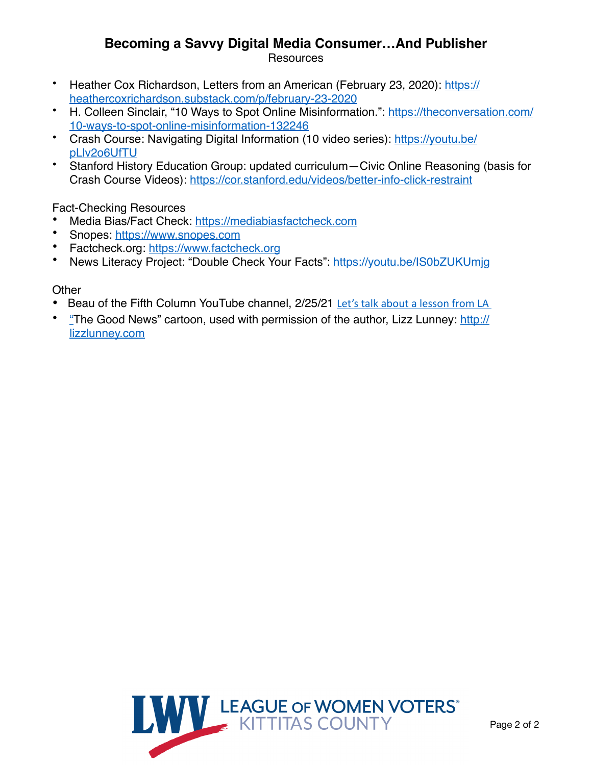# Becoming a Savvy Digital Media Consumer…And Publisher

Resources

- Heather Cox Richardson, Letters from an American (February 23, 2020): https://heathercoxrichardson.substack.com/p/february-23-2020
- H. Colleen Sinclair, "10 Ways to Spot Online Misinformation.": https://theconversation.com/10-ways-to-spot-online-misinformation-132246
- Crash Course: Navigating Digital Information (10 video series): https://youtu.be/pLlv2o6UfTU
- Stanford History Education Group: updated curriculum—Civic Online Reasoning (basis for Crash Course Videos): https://cor.stanford.edu/videos/better-info-click-restraint

Fact-Checking Resources

- Media Bias/Fact Check: https://mediabiasfactcheck.com
- Snopes: https://www.snopes.com
- Factcheck.org: https://www.factcheck.org
- News Literacy Project: "Double Check Your Facts": https://youtu.be/IS0bZUKUmjg

Other

- Beau of the Fifth Column YouTube channel, 2/25/21 Let's talk about a lesson from LA
- "The Good News" cartoon, used with permission of the author, Lizz Lunney: http://lizzlunney.com

LWV LEAGUE OF WOMEN VOTERS® KITTITAS COUNTY